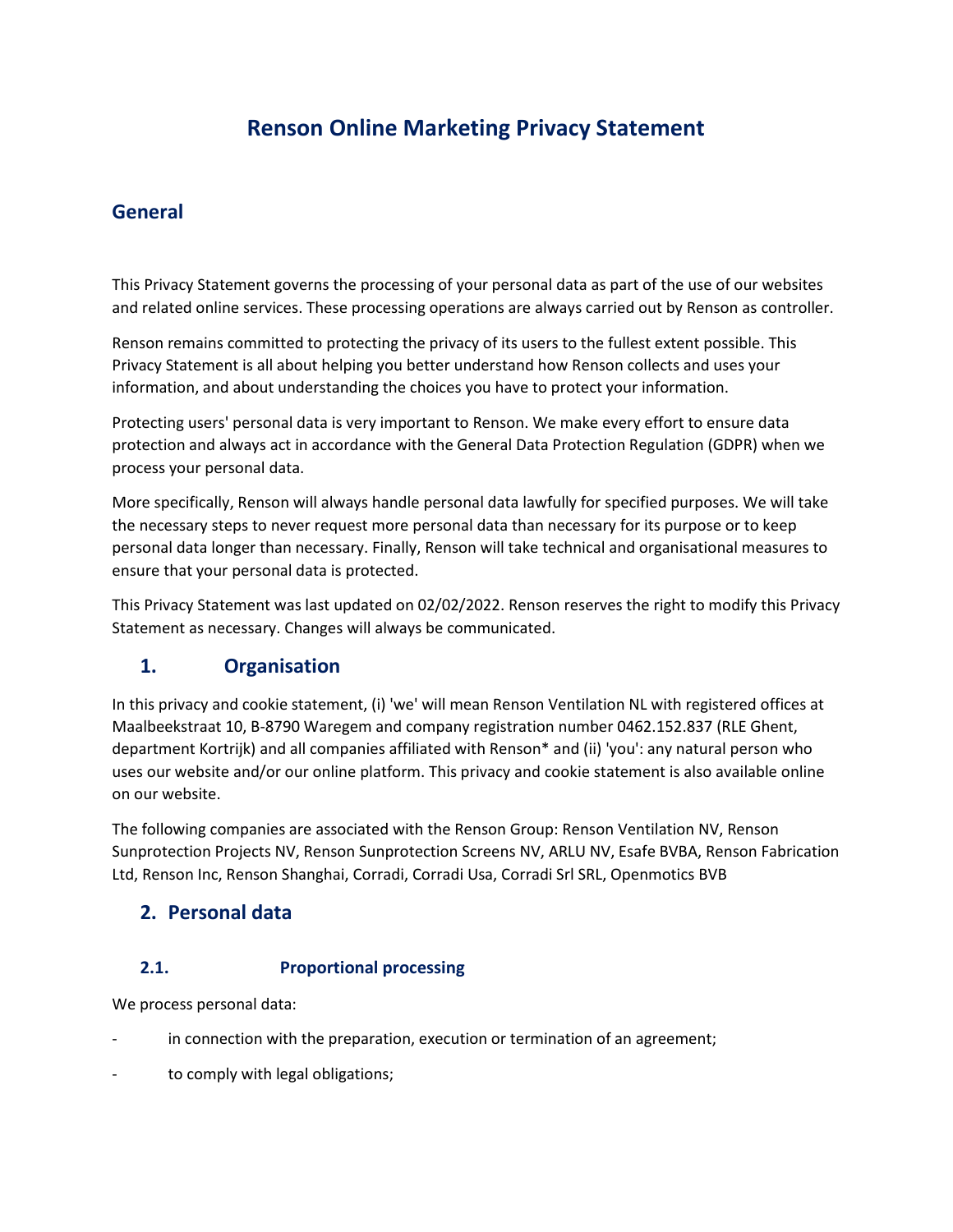# Renson Online Marketing Privacy Statement

## General

This Privacy Statement governs the processing of your personal data as part of the use of our websites and related online services. These processing operations are always carried out by Renson as controller.

Renson remains committed to protecting the privacy of its users to the fullest extent possible. This Privacy Statement is all about helping you better understand how Renson collects and uses your information, and about understanding the choices you have to protect your information.

Protecting users' personal data is very important to Renson. We make every effort to ensure data protection and always act in accordance with the General Data Protection Regulation (GDPR) when we process your personal data.

More specifically, Renson will always handle personal data lawfully for specified purposes. We will take the necessary steps to never request more personal data than necessary for its purpose or to keep personal data longer than necessary. Finally, Renson will take technical and organisational measures to ensure that your personal data is protected.

This Privacy Statement was last updated on 02/02/2022. Renson reserves the right to modify this Privacy Statement as necessary. Changes will always be communicated.

## 1. Organisation

In this privacy and cookie statement, (i) 'we' will mean Renson Ventilation NL with registered offices at Maalbeekstraat 10, B-8790 Waregem and company registration number 0462.152.837 (RLE Ghent, department Kortrijk) and all companies affiliated with Renson* and (ii) 'you': any natural person who uses our website and/or our online platform. This privacy and cookie statement is also available online on our website.

The following companies are associated with the Renson Group: Renson Ventilation NV, Renson Sunprotection Projects NV, Renson Sunprotection Screens NV, ARLU NV, Esafe BVBA, Renson Fabrication Ltd, Renson Inc, Renson Shanghai, Corradi, Corradi Usa, Corradi Srl SRL, Openmotics BVB

## 2. Personal data

### 2.1. Proportional processing

We process personal data:

- in connection with the preparation, execution or termination of an agreement;
- to comply with legal obligations;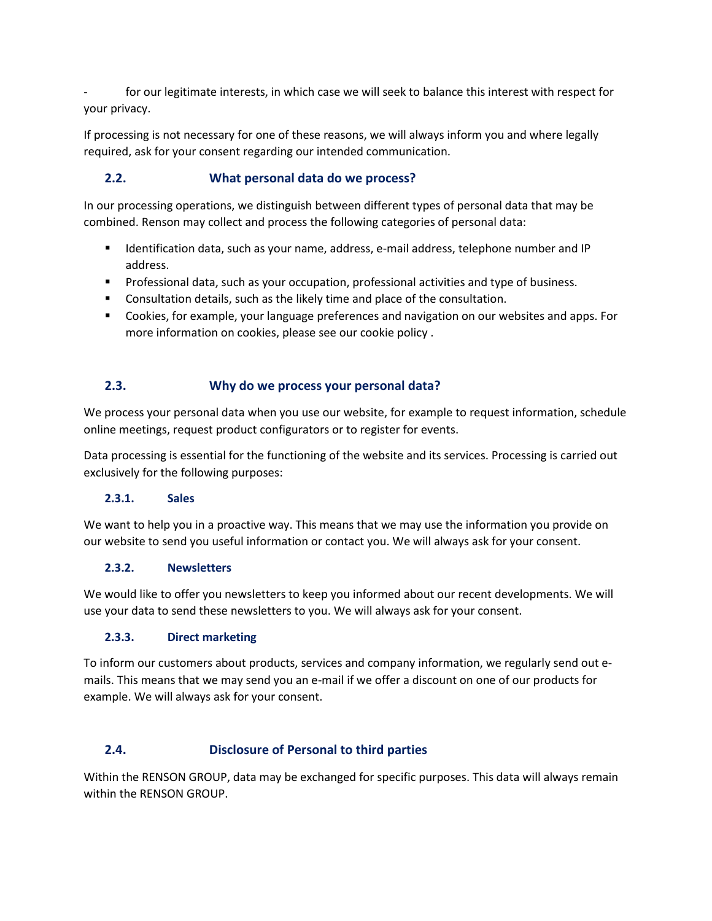- for our legitimate interests, in which case we will seek to balance this interest with respect for your privacy.

If processing is not necessary for one of these reasons, we will always inform you and where legally required, ask for your consent regarding our intended communication.

### 2.2. What personal data do we process?

In our processing operations, we distinguish between different types of personal data that may be combined. Renson may collect and process the following categories of personal data:

- Identification data, such as your name, address, e-mail address, telephone number and IP address.
- Professional data, such as your occupation, professional activities and type of business.
- Consultation details, such as the likely time and place of the consultation.
- Cookies, for example, your language preferences and navigation on our websites and apps. For more information on cookies, please see our cookie policy .

### 2.3. Why do we process your personal data?

We process your personal data when you use our website, for example to request information, schedule online meetings, request product configurators or to register for events.

Data processing is essential for the functioning of the website and its services. Processing is carried out exclusively for the following purposes:

#### 2.3.1. Sales

We want to help you in a proactive way. This means that we may use the information you provide on our website to send you useful information or contact you. We will always ask for your consent.

#### 2.3.2. Newsletters

We would like to offer you newsletters to keep you informed about our recent developments. We will use your data to send these newsletters to you. We will always ask for your consent.

#### 2.3.3. Direct marketing

To inform our customers about products, services and company information, we regularly send out e-mails. This means that we may send you an e-mail if we offer a discount on one of our products for example. We will always ask for your consent.

### 2.4. Disclosure of Personal to third parties

Within the RENSON GROUP, data may be exchanged for specific purposes. This data will always remain within the RENSON GROUP.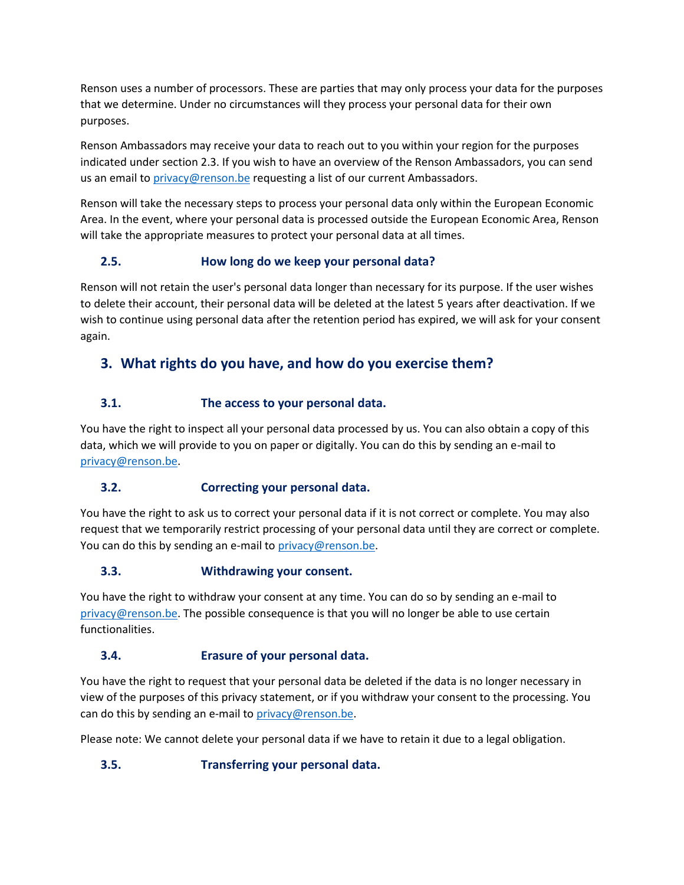Renson uses a number of processors. These are parties that may only process your data for the purposes that we determine. Under no circumstances will they process your personal data for their own purposes.

Renson Ambassadors may receive your data to reach out to you within your region for the purposes indicated under section 2.3. If you wish to have an overview of the Renson Ambassadors, you can send us an email to [privacy@renson.be](mailto:privacy@renson.be) requesting a list of our current Ambassadors.

Renson will take the necessary steps to process your personal data only within the European Economic Area. In the event, where your personal data is processed outside the European Economic Area, Renson will take the appropriate measures to protect your personal data at all times.

### 2.5. How long do we keep your personal data?

Renson will not retain the user's personal data longer than necessary for its purpose. If the user wishes to delete their account, their personal data will be deleted at the latest 5 years after deactivation. If we wish to continue using personal data after the retention period has expired, we will ask for your consent again.

## 3. What rights do you have, and how do you exercise them?

### 3.1. The access to your personal data.

You have the right to inspect all your personal data processed by us. You can also obtain a copy of this data, which we will provide to you on paper or digitally. You can do this by sending an e-mail to [privacy@renson.be](mailto:privacy@renson.be).

### 3.2. Correcting your personal data.

You have the right to ask us to correct your personal data if it is not correct or complete. You may also request that we temporarily restrict processing of your personal data until they are correct or complete. You can do this by sending an e-mail to [privacy@renson.be](mailto:privacy@renson.be).

### 3.3. Withdrawing your consent.

You have the right to withdraw your consent at any time. You can do so by sending an e-mail to [privacy@renson.be](mailto:privacy@renson.be). The possible consequence is that you will no longer be able to use certain functionalities.

### 3.4. Erasure of your personal data.

You have the right to request that your personal data be deleted if the data is no longer necessary in view of the purposes of this privacy statement, or if you withdraw your consent to the processing. You can do this by sending an e-mail to [privacy@renson.be](mailto:privacy@renson.be).

Please note: We cannot delete your personal data if we have to retain it due to a legal obligation.

### 3.5. Transferring your personal data.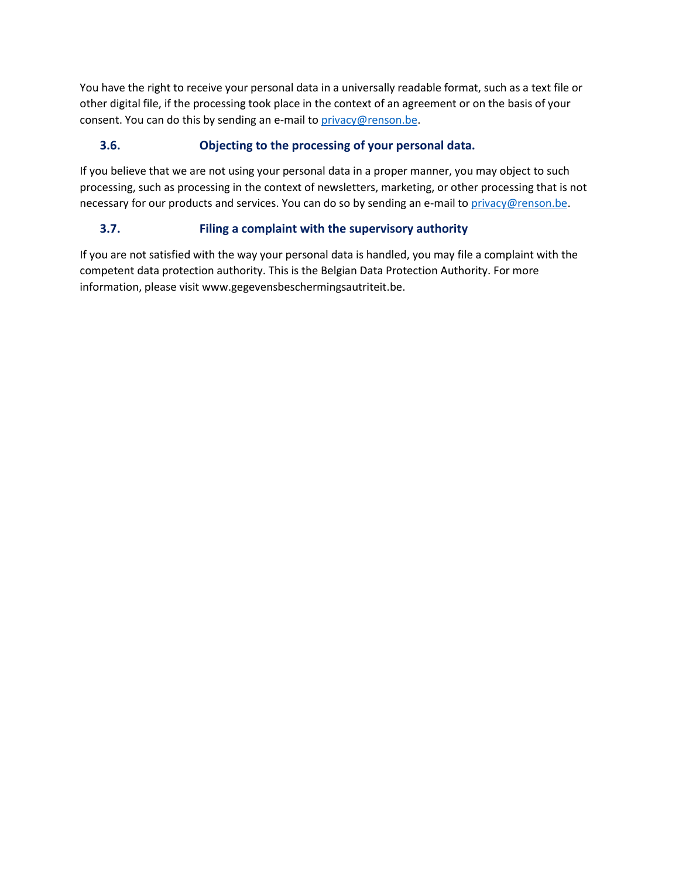You have the right to receive your personal data in a universally readable format, such as a text file or other digital file, if the processing took place in the context of an agreement or on the basis of your consent. You can do this by sending an e-mail to privacy@renson.be.

### 3.6. Objecting to the processing of your personal data.

If you believe that we are not using your personal data in a proper manner, you may object to such processing, such as processing in the context of newsletters, marketing, or other processing that is not necessary for our products and services. You can do so by sending an e-mail to privacy@renson.be.

### 3.7. Filing a complaint with the supervisory authority

If you are not satisfied with the way your personal data is handled, you may file a complaint with the competent data protection authority. This is the Belgian Data Protection Authority. For more information, please visit www.gegevensbeschermingsautriteit.be.